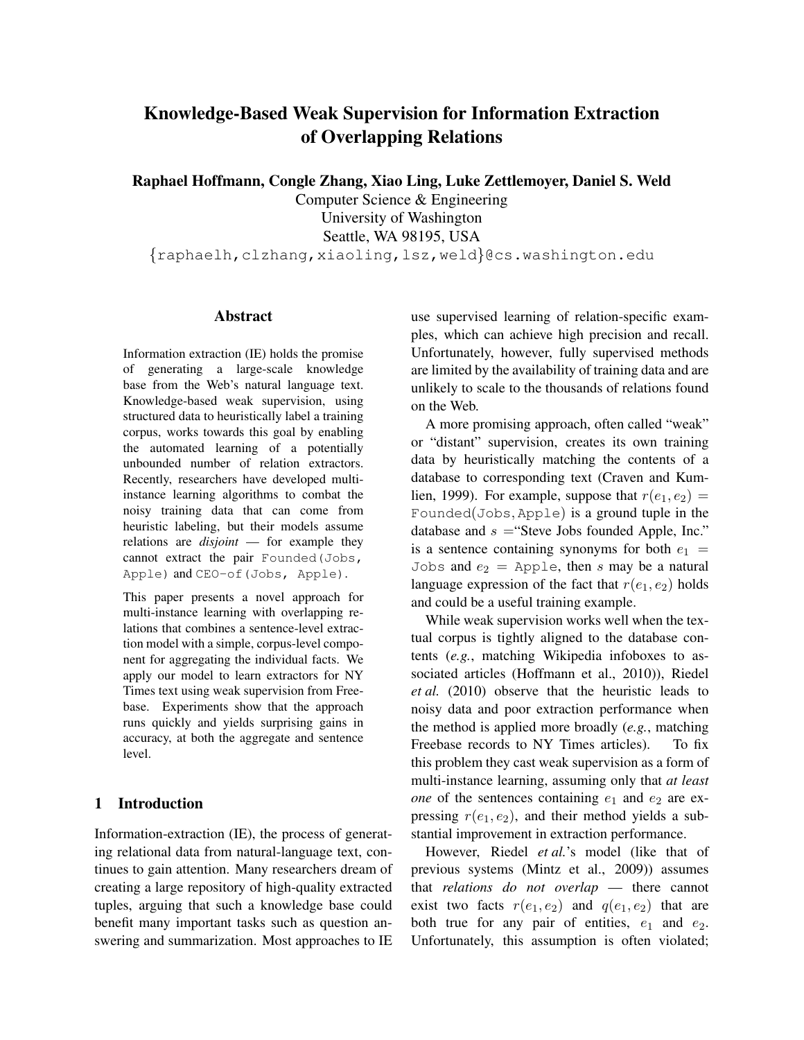# Knowledge-Based Weak Supervision for Information Extraction of Overlapping Relations

**Raphael Hoffmann, Congle Zhang, Xiao Ling, Luke Zettlemoyer, Daniel S. Weld**

Computer Science & Engineering
University of Washington
Seattle, WA 98195, USA
{raphaelh,clzhang,xiaoling,lsz,weld}@cs.washington.edu

## Abstract

Information extraction (IE) holds the promise of generating a large-scale knowledge base from the Web's natural language text. Knowledge-based weak supervision, using structured data to heuristically label a training corpus, works towards this goal by enabling the automated learning of a potentially unbounded number of relation extractors. Recently, researchers have developed multi-instance learning algorithms to combat the noisy training data that can come from heuristic labeling, but their models assume relations are *disjoint* — for example they cannot extract the pair `Founded(Jobs, Apple)` and `CEO-of(Jobs, Apple)`.

This paper presents a novel approach for multi-instance learning with overlapping relations that combines a sentence-level extraction model with a simple, corpus-level component for aggregating the individual facts. We apply our model to learn extractors for NY Times text using weak supervision from Freebase. Experiments show that the approach runs quickly and yields surprising gains in accuracy, at both the aggregate and sentence level.

## 1 Introduction

Information-extraction (IE), the process of generating relational data from natural-language text, continues to gain attention. Many researchers dream of creating a large repository of high-quality extracted tuples, arguing that such a knowledge base could benefit many important tasks such as question answering and summarization. Most approaches to IE use supervised learning of relation-specific examples, which can achieve high precision and recall. Unfortunately, however, fully supervised methods are limited by the availability of training data and are unlikely to scale to the thousands of relations found on the Web.

A more promising approach, often called "weak" or "distant" supervision, creates its own training data by heuristically matching the contents of a database to corresponding text (Craven and Kumlien, 1999). For example, suppose that $r(e_1, e_2) =$ `Founded(Jobs,Apple)` is a ground tuple in the database and $s =$"Steve Jobs founded Apple, Inc." is a sentence containing synonyms for both $e_1 =$ `Jobs` and $e_2 =$ `Apple`, then $s$ may be a natural language expression of the fact that $r(e_1, e_2)$ holds and could be a useful training example.

While weak supervision works well when the textual corpus is tightly aligned to the database contents (*e.g.*, matching Wikipedia infoboxes to associated articles (Hoffmann et al., 2010)), Riedel *et al.* (2010) observe that the heuristic leads to noisy data and poor extraction performance when the method is applied more broadly (*e.g.*, matching Freebase records to NY Times articles). To fix this problem they cast weak supervision as a form of multi-instance learning, assuming only that *at least one* of the sentences containing $e_1$ and $e_2$ are expressing $r(e_1, e_2)$, and their method yields a substantial improvement in extraction performance.

However, Riedel *et al.*'s model (like that of previous systems (Mintz et al., 2009)) assumes that *relations do not overlap* — there cannot exist two facts $r(e_1, e_2)$ and $q(e_1, e_2)$ that are both true for any pair of entities, $e_1$ and $e_2$. Unfortunately, this assumption is often violated;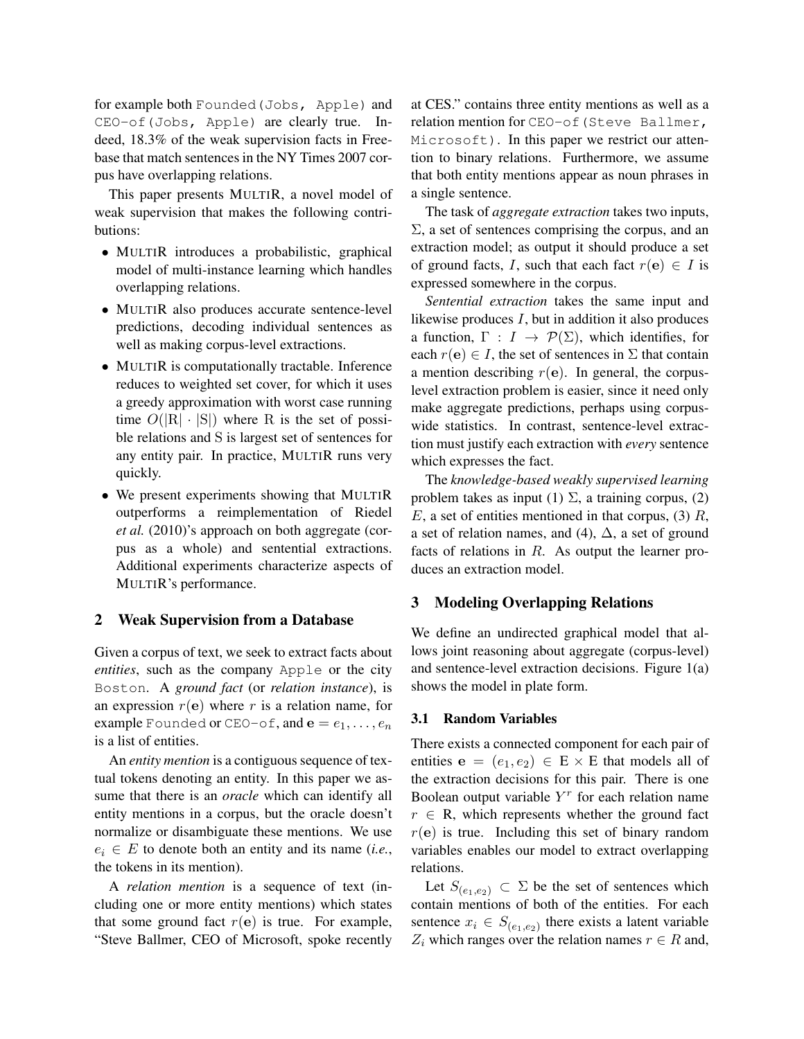for example both `Founded(Jobs, Apple)` and `CEO-of(Jobs, Apple)` are clearly true. Indeed, 18.3% of the weak supervision facts in Freebase that match sentences in the NY Times 2007 corpus have overlapping relations.

This paper presents MULTIR, a novel model of weak supervision that makes the following contributions:

- MULTIR introduces a probabilistic, graphical model of multi-instance learning which handles overlapping relations.
- MULTIR also produces accurate sentence-level predictions, decoding individual sentences as well as making corpus-level extractions.
- MULTIR is computationally tractable. Inference reduces to weighted set cover, for which it uses a greedy approximation with worst case running time $O(|\mathrm{R}| \cdot |\mathrm{S}|)$ where R is the set of possible relations and S is largest set of sentences for any entity pair. In practice, MULTIR runs very quickly.
- We present experiments showing that MULTIR outperforms a reimplementation of Riedel *et al.* (2010)'s approach on both aggregate (corpus as a whole) and sentential extractions. Additional experiments characterize aspects of MULTIR's performance.

## 2 Weak Supervision from a Database

Given a corpus of text, we seek to extract facts about *entities*, such as the company `Apple` or the city `Boston`. A *ground fact* (or *relation instance*), is an expression $r(\mathbf{e})$ where $r$ is a relation name, for example `Founded` or `CEO-of`, and $\mathbf{e} = e_1, \ldots, e_n$ is a list of entities.

An *entity mention* is a contiguous sequence of textual tokens denoting an entity. In this paper we assume that there is an *oracle* which can identify all entity mentions in a corpus, but the oracle doesn't normalize or disambiguate these mentions. We use $e_i \in E$ to denote both an entity and its name (*i.e.*, the tokens in its mention).

A *relation mention* is a sequence of text (including one or more entity mentions) which states that some ground fact $r(\mathbf{e})$ is true. For example, "Steve Ballmer, CEO of Microsoft, spoke recently at CES." contains three entity mentions as well as a relation mention for `CEO-of(Steve Ballmer, Microsoft)`. In this paper we restrict our attention to binary relations. Furthermore, we assume that both entity mentions appear as noun phrases in a single sentence.

The task of *aggregate extraction* takes two inputs, $\Sigma$, a set of sentences comprising the corpus, and an extraction model; as output it should produce a set of ground facts, $I$, such that each fact $r(\mathbf{e}) \in I$ is expressed somewhere in the corpus.

*Sentential extraction* takes the same input and likewise produces $I$, but in addition it also produces a function, $\Gamma : I \rightarrow \mathcal{P}(\Sigma)$, which identifies, for each $r(\mathbf{e}) \in I$, the set of sentences in $\Sigma$ that contain a mention describing $r(\mathbf{e})$. In general, the corpus-level extraction problem is easier, since it need only make aggregate predictions, perhaps using corpus-wide statistics. In contrast, sentence-level extraction must justify each extraction with *every* sentence which expresses the fact.

The *knowledge-based weakly supervised learning* problem takes as input (1) $\Sigma$, a training corpus, (2) $E$, a set of entities mentioned in that corpus, (3) $R$, a set of relation names, and (4), $\Delta$, a set of ground facts of relations in $R$. As output the learner produces an extraction model.

## 3 Modeling Overlapping Relations

We define an undirected graphical model that allows joint reasoning about aggregate (corpus-level) and sentence-level extraction decisions. Figure 1(a) shows the model in plate form.

### 3.1 Random Variables

There exists a connected component for each pair of entities $\mathbf{e} = (e_1, e_2) \in \mathrm{E} \times \mathrm{E}$ that models all of the extraction decisions for this pair. There is one Boolean output variable $Y^r$ for each relation name $r \in \mathrm{R}$, which represents whether the ground fact $r(\mathbf{e})$ is true. Including this set of binary random variables enables our model to extract overlapping relations.

Let $S_{(e_1,e_2)} \subset \Sigma$ be the set of sentences which contain mentions of both of the entities. For each sentence $x_i \in S_{(e_1,e_2)}$ there exists a latent variable $Z_i$ which ranges over the relation names $r \in R$ and,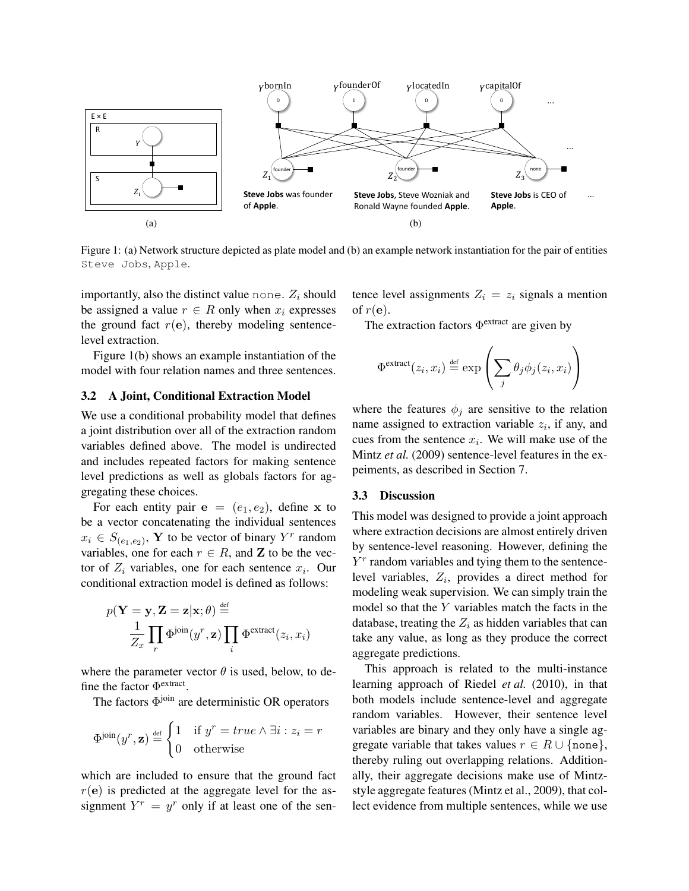Figure 1: (a) Network structure depicted as plate model and (b) an example network instantiation for the pair of entities Steve Jobs, Apple.

importantly, also the distinct value none. $Z_i$ should be assigned a value $r \in R$ only when $x_i$ expresses the ground fact $r(\mathbf{e})$, thereby modeling sentence-level extraction.

Figure 1(b) shows an example instantiation of the model with four relation names and three sentences.

### 3.2 A Joint, Conditional Extraction Model

We use a conditional probability model that defines a joint distribution over all of the extraction random variables defined above. The model is undirected and includes repeated factors for making sentence level predictions as well as globals factors for aggregating these choices.

For each entity pair $\mathbf{e} = (e_1, e_2)$, define $\mathbf{x}$ to be a vector concatenating the individual sentences $x_i \in S_{(e_1,e_2)}$, $\mathbf{Y}$ to be vector of binary $Y^r$ random variables, one for each $r \in R$, and $\mathbf{Z}$ to be the vector of $Z_i$ variables, one for each sentence $x_i$. Our conditional extraction model is defined as follows:

$$p(\mathbf{Y} = \mathbf{y}, \mathbf{Z} = \mathbf{z} | \mathbf{x}; \theta) \stackrel{\text{def}}{=} \frac{1}{Z_x} \prod_r \Phi^{\text{join}}(y^r, \mathbf{z}) \prod_i \Phi^{\text{extract}}(z_i, x_i)$$

where the parameter vector $\theta$ is used, below, to define the factor $\Phi^{\text{extract}}$.

The factors $\Phi^{\text{join}}$ are deterministic OR operators

$$\Phi^{\text{join}}(y^r, \mathbf{z}) \stackrel{\text{def}}{=} \begin{cases} 1 & \text{if } y^r = true \wedge \exists i : z_i = r \\ 0 & \text{otherwise} \end{cases}$$

which are included to ensure that the ground fact $r(\mathbf{e})$ is predicted at the aggregate level for the assignment $Y^r = y^r$ only if at least one of the sentence level assignments $Z_i = z_i$ signals a mention of $r(\mathbf{e})$.

The extraction factors $\Phi^{\text{extract}}$ are given by

$$\Phi^{\text{extract}}(z_i, x_i) \stackrel{\text{def}}{=} \exp\left( \sum_j \theta_j \phi_j(z_i, x_i) \right)$$

where the features $\phi_j$ are sensitive to the relation name assigned to extraction variable $z_i$, if any, and cues from the sentence $x_i$. We will make use of the Mintz *et al.* (2009) sentence-level features in the expeiments, as described in Section 7.

### 3.3 Discussion

This model was designed to provide a joint approach where extraction decisions are almost entirely driven by sentence-level reasoning. However, defining the $Y^r$ random variables and tying them to the sentence-level variables, $Z_i$, provides a direct method for modeling weak supervision. We can simply train the model so that the $Y$ variables match the facts in the database, treating the $Z_i$ as hidden variables that can take any value, as long as they produce the correct aggregate predictions.

This approach is related to the multi-instance learning approach of Riedel *et al.* (2010), in that both models include sentence-level and aggregate random variables. However, their sentence level variables are binary and they only have a single aggregate variable that takes values $r \in R \cup \{\text{none}\}$, thereby ruling out overlapping relations. Additionally, their aggregate decisions make use of Mintz-style aggregate features (Mintz et al., 2009), that collect evidence from multiple sentences, while we use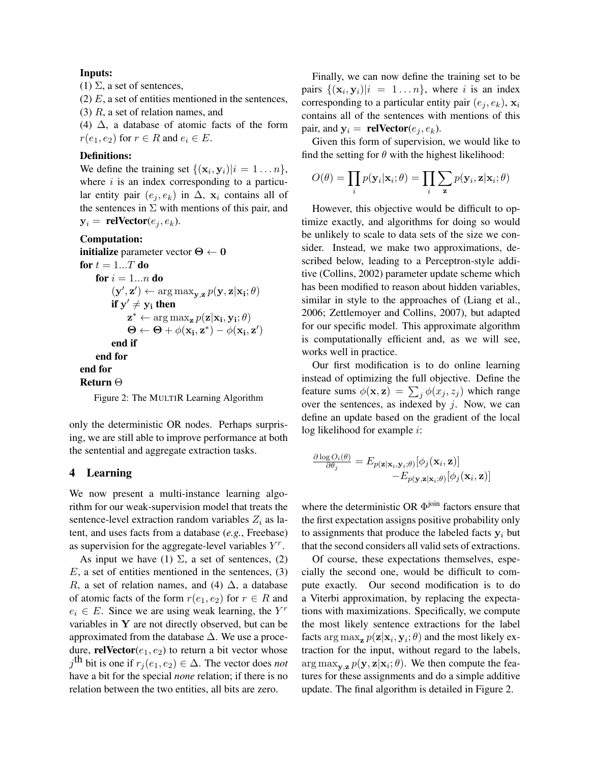**Inputs:**
(1) $\Sigma$, a set of sentences,
(2) $E$, a set of entities mentioned in the sentences,
(3) $R$, a set of relation names, and
(4) $\Delta$, a database of atomic facts of the form $r(e_1, e_2)$ for $r \in R$ and $e_i \in E$.

**Definitions:**
We define the training set $\{(\mathbf{x}_i, \mathbf{y}_i) | i = 1 \dots n\}$, where $i$ is an index corresponding to a particular entity pair $(e_j, e_k)$ in $\Delta$, $\mathbf{x}_i$ contains all of the sentences in $\Sigma$ with mentions of this pair, and $\mathbf{y}_i =$ **relVector**$(e_j, e_k)$.

**Computation:**
**initialize** parameter vector $\mathbf{\Theta} \leftarrow \mathbf{0}$
**for** $t = 1...T$ **do**
  **for** $i = 1...n$ **do**
    $(\mathbf{y}', \mathbf{z}') \leftarrow \arg\max_{\mathbf{y},\mathbf{z}} p(\mathbf{y}, \mathbf{z} | \mathbf{x_i}; \theta)$
    **if** $\mathbf{y}' \neq \mathbf{y_i}$ **then**
      $\mathbf{z}^* \leftarrow \arg\max_{\mathbf{z}} p(\mathbf{z} | \mathbf{x_i}, \mathbf{y_i}; \theta)$
      $\mathbf{\Theta} \leftarrow \mathbf{\Theta} + \phi(\mathbf{x_i}, \mathbf{z}^*) - \phi(\mathbf{x_i}, \mathbf{z}')$
    **end if**
  **end for**
**end for**
**Return** $\Theta$

Figure 2: The MULTIR Learning Algorithm

only the deterministic OR nodes. Perhaps surprising, we are still able to improve performance at both the sentential and aggregate extraction tasks.

## 4 Learning

We now present a multi-instance learning algorithm for our weak-supervision model that treats the sentence-level extraction random variables $Z_i$ as latent, and uses facts from a database (*e.g.*, Freebase) as supervision for the aggregate-level variables $Y^r$.

As input we have (1) $\Sigma$, a set of sentences, (2) $E$, a set of entities mentioned in the sentences, (3) $R$, a set of relation names, and (4) $\Delta$, a database of atomic facts of the form $r(e_1, e_2)$ for $r \in R$ and $e_i \in E$. Since we are using weak learning, the $Y^r$ variables in $\mathbf{Y}$ are not directly observed, but can be approximated from the database $\Delta$. We use a procedure, **relVector**$(e_1, e_2)$ to return a bit vector whose $j^{\text{th}}$ bit is one if $r_j(e_1, e_2) \in \Delta$. The vector does *not* have a bit for the special *none* relation; if there is no relation between the two entities, all bits are zero.

Finally, we can now define the training set to be pairs $\{(\mathbf{x}_i, \mathbf{y}_i) | i = 1 \dots n\}$, where $i$ is an index corresponding to a particular entity pair $(e_j, e_k)$, $\mathbf{x}_i$ contains all of the sentences with mentions of this pair, and $\mathbf{y}_i =$ **relVector**$(e_j, e_k)$.

Given this form of supervision, we would like to find the setting for $\theta$ with the highest likelihood:

$$O(\theta) = \prod_i p(\mathbf{y}_i | \mathbf{x}_i; \theta) = \prod_i \sum_{\mathbf{z}} p(\mathbf{y}_i, \mathbf{z} | \mathbf{x}_i; \theta)$$

However, this objective would be difficult to optimize exactly, and algorithms for doing so would be unlikely to scale to data sets of the size we consider. Instead, we make two approximations, described below, leading to a Perceptron-style additive (Collins, 2002) parameter update scheme which has been modified to reason about hidden variables, similar in style to the approaches of (Liang et al., 2006; Zettlemoyer and Collins, 2007), but adapted for our specific model. This approximate algorithm is computationally efficient and, as we will see, works well in practice.

Our first modification is to do online learning instead of optimizing the full objective. Define the feature sums $\phi(\mathbf{x}, \mathbf{z}) = \sum_j \phi(x_j, z_j)$ which range over the sentences, as indexed by $j$. Now, we can define an update based on the gradient of the local log likelihood for example $i$:

$$\frac{\partial \log O_i(\theta)}{\partial \theta_j} = E_{p(\mathbf{z}|\mathbf{x}_i, \mathbf{y}_i; \theta)}[\phi_j(\mathbf{x}_i, \mathbf{z})] - E_{p(\mathbf{y}, \mathbf{z}|\mathbf{x}_i; \theta)}[\phi_j(\mathbf{x}_i, \mathbf{z})]$$

where the deterministic OR $\Phi^{\text{join}}$ factors ensure that the first expectation assigns positive probability only to assignments that produce the labeled facts $\mathbf{y}_i$ but that the second considers all valid sets of extractions.

Of course, these expectations themselves, especially the second one, would be difficult to compute exactly. Our second modification is to do a Viterbi approximation, by replacing the expectations with maximizations. Specifically, we compute the most likely sentence extractions for the label facts $\arg\max_{\mathbf{z}} p(\mathbf{z}|\mathbf{x}_i, \mathbf{y}_i; \theta)$ and the most likely extraction for the input, without regard to the labels, $\arg\max_{\mathbf{y},\mathbf{z}} p(\mathbf{y}, \mathbf{z}|\mathbf{x}_i; \theta)$. We then compute the features for these assignments and do a simple additive update. The final algorithm is detailed in Figure 2.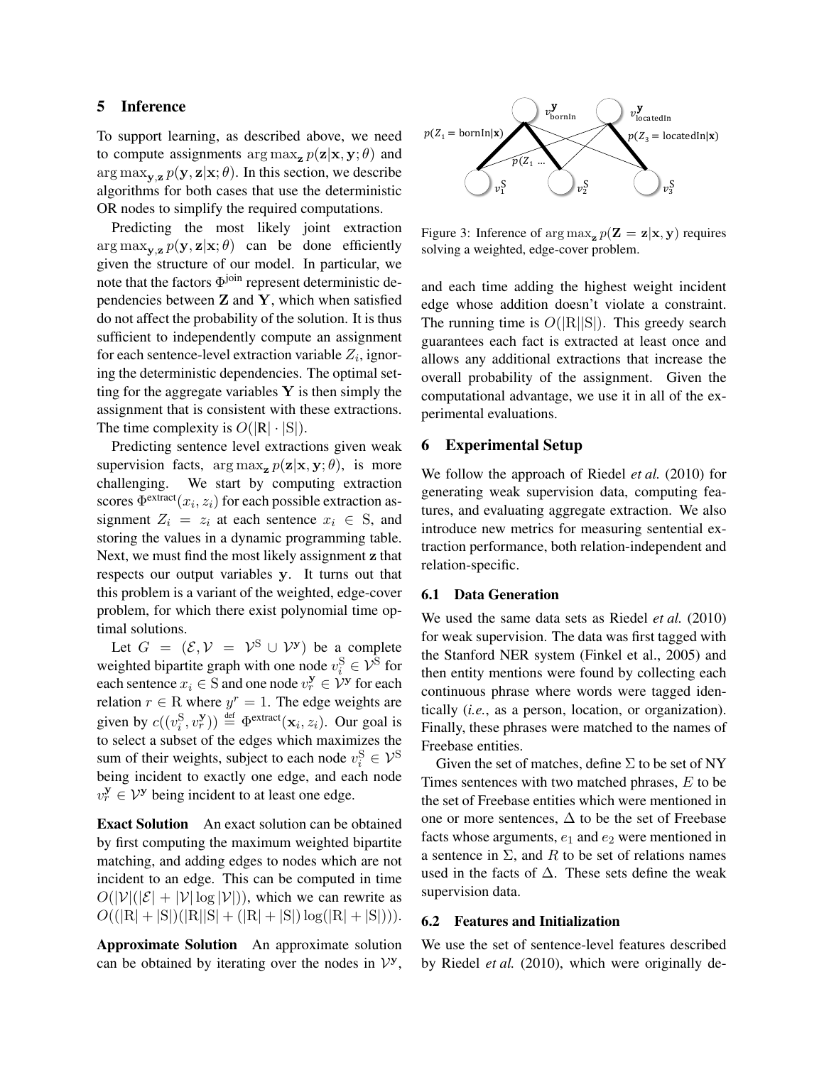## 5 Inference

To support learning, as described above, we need to compute assignments $\arg\max_{\mathbf{z}} p(\mathbf{z}|\mathbf{x}, \mathbf{y}; \theta)$ and $\arg\max_{\mathbf{y},\mathbf{z}} p(\mathbf{y}, \mathbf{z}|\mathbf{x}; \theta)$. In this section, we describe algorithms for both cases that use the deterministic OR nodes to simplify the required computations.

Predicting the most likely joint extraction $\arg\max_{\mathbf{y},\mathbf{z}} p(\mathbf{y}, \mathbf{z}|\mathbf{x}; \theta)$ can be done efficiently given the structure of our model. In particular, we note that the factors $\Phi^{\text{join}}$ represent deterministic dependencies between $\mathbf{Z}$ and $\mathbf{Y}$, which when satisfied do not affect the probability of the solution. It is thus sufficient to independently compute an assignment for each sentence-level extraction variable $Z_i$, ignoring the deterministic dependencies. The optimal setting for the aggregate variables $\mathbf{Y}$ is then simply the assignment that is consistent with these extractions. The time complexity is $O(|\mathrm{R}| \cdot |\mathrm{S}|)$.

Predicting sentence level extractions given weak supervision facts, $\arg\max_{\mathbf{z}} p(\mathbf{z}|\mathbf{x}, \mathbf{y}; \theta)$, is more challenging. We start by computing extraction scores $\Phi^{\text{extract}}(x_i, z_i)$ for each possible extraction assignment $Z_i = z_i$ at each sentence $x_i \in \mathrm{S}$, and storing the values in a dynamic programming table. Next, we must find the most likely assignment $\mathbf{z}$ that respects our output variables $\mathbf{y}$. It turns out that this problem is a variant of the weighted, edge-cover problem, for which there exist polynomial time optimal solutions.

Let $G = (\mathcal{E}, \mathcal{V} = \mathcal{V}^{\mathrm{S}} \cup \mathcal{V}^{\mathbf{y}})$ be a complete weighted bipartite graph with one node $v_i^{\mathrm{S}} \in \mathcal{V}^{\mathrm{S}}$ for each sentence $x_i \in \mathrm{S}$ and one node $v_r^{\mathbf{y}} \in \mathcal{V}^{\mathbf{y}}$ for each relation $r \in \mathrm{R}$ where $y^r = 1$. The edge weights are given by $c((v_i^{\mathrm{S}}, v_r^{\mathbf{y}})) \stackrel{\text{def}}{=} \Phi^{\text{extract}}(\mathbf{x}_i, z_i)$. Our goal is to select a subset of the edges which maximizes the sum of their weights, subject to each node $v_i^{\mathrm{S}} \in \mathcal{V}^{\mathrm{S}}$ being incident to exactly one edge, and each node $v_r^{\mathbf{y}} \in \mathcal{V}^{\mathbf{y}}$ being incident to at least one edge.

**Exact Solution** An exact solution can be obtained by first computing the maximum weighted bipartite matching, and adding edges to nodes which are not incident to an edge. This can be computed in time $O(|\mathcal{V}|(|\mathcal{E}| + |\mathcal{V}| \log |\mathcal{V}|))$, which we can rewrite as $O((|\mathrm{R}| + |\mathrm{S}|)(|\mathrm{R}||\mathrm{S}| + (|\mathrm{R}| + |\mathrm{S}|) \log(|\mathrm{R}| + |\mathrm{S}|)))$.

**Approximate Solution** An approximate solution can be obtained by iterating over the nodes in $\mathcal{V}^{\mathbf{y}}$, and each time adding the highest weight incident edge whose addition doesn't violate a constraint. The running time is $O(|\mathrm{R}||\mathrm{S}|)$. This greedy search guarantees each fact is extracted at least once and allows any additional extractions that increase the overall probability of the assignment. Given the computational advantage, we use it in all of the experimental evaluations.

Figure 3: Inference of $\arg\max_{\mathbf{z}} p(\mathbf{Z} = \mathbf{z}|\mathbf{x}, \mathbf{y})$ requires solving a weighted, edge-cover problem.

## 6 Experimental Setup

We follow the approach of Riedel *et al.* (2010) for generating weak supervision data, computing features, and evaluating aggregate extraction. We also introduce new metrics for measuring sentential extraction performance, both relation-independent and relation-specific.

### 6.1 Data Generation

We used the same data sets as Riedel *et al.* (2010) for weak supervision. The data was first tagged with the Stanford NER system (Finkel et al., 2005) and then entity mentions were found by collecting each continuous phrase where words were tagged identically (*i.e.*, as a person, location, or organization). Finally, these phrases were matched to the names of Freebase entities.

Given the set of matches, define $\Sigma$ to be set of NY Times sentences with two matched phrases, $E$ to be the set of Freebase entities which were mentioned in one or more sentences, $\Delta$ to be the set of Freebase facts whose arguments, $e_1$ and $e_2$ were mentioned in a sentence in $\Sigma$, and $R$ to be set of relations names used in the facts of $\Delta$. These sets define the weak supervision data.

### 6.2 Features and Initialization

We use the set of sentence-level features described by Riedel *et al.* (2010), which were originally de-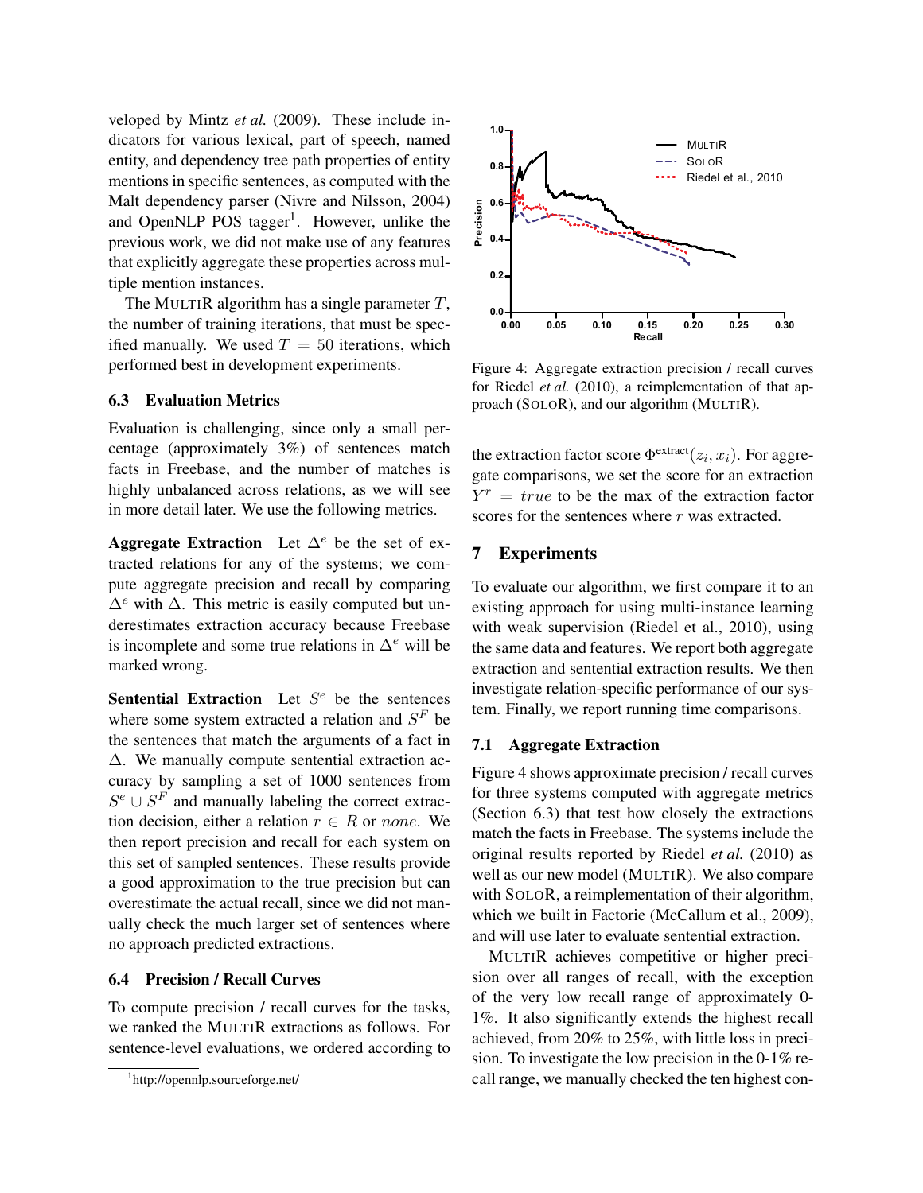veloped by Mintz *et al.* (2009). These include indicators for various lexical, part of speech, named entity, and dependency tree path properties of entity mentions in specific sentences, as computed with the Malt dependency parser (Nivre and Nilsson, 2004) and OpenNLP POS tagger[1]. However, unlike the previous work, we did not make use of any features that explicitly aggregate these properties across multiple mention instances.

The MULTIR algorithm has a single parameter $T$, the number of training iterations, that must be specified manually. We used $T = 50$ iterations, which performed best in development experiments.

### 6.3 Evaluation Metrics

Evaluation is challenging, since only a small percentage (approximately 3%) of sentences match facts in Freebase, and the number of matches is highly unbalanced across relations, as we will see in more detail later. We use the following metrics.

**Aggregate Extraction** Let $\Delta^e$ be the set of extracted relations for any of the systems; we compute aggregate precision and recall by comparing $\Delta^e$ with $\Delta$. This metric is easily computed but underestimates extraction accuracy because Freebase is incomplete and some true relations in $\Delta^e$ will be marked wrong.

**Sentential Extraction** Let $S^e$ be the sentences where some system extracted a relation and $S^F$ be the sentences that match the arguments of a fact in $\Delta$. We manually compute sentential extraction accuracy by sampling a set of 1000 sentences from $S^e \cup S^F$ and manually labeling the correct extraction decision, either a relation $r \in R$ or $none$. We then report precision and recall for each system on this set of sampled sentences. These results provide a good approximation to the true precision but can overestimate the actual recall, since we did not manually check the much larger set of sentences where no approach predicted extractions.

### 6.4 Precision / Recall Curves

To compute precision / recall curves for the tasks, we ranked the MULTIR extractions as follows. For sentence-level evaluations, we ordered according to the extraction factor score $\Phi^{\text{extract}}(z_i, x_i)$. For aggregate comparisons, we set the score for an extraction $Y^r = true$ to be the max of the extraction factor scores for the sentences where $r$ was extracted.

[1] http://opennlp.sourceforge.net/

Figure 4: Aggregate extraction precision / recall curves for Riedel *et al.* (2010), a reimplementation of that approach (SOLOR), and our algorithm (MULTIR).

## 7 Experiments

To evaluate our algorithm, we first compare it to an existing approach for using multi-instance learning with weak supervision (Riedel et al., 2010), using the same data and features. We report both aggregate extraction and sentential extraction results. We then investigate relation-specific performance of our system. Finally, we report running time comparisons.

### 7.1 Aggregate Extraction

Figure 4 shows approximate precision / recall curves for three systems computed with aggregate metrics (Section 6.3) that test how closely the extractions match the facts in Freebase. The systems include the original results reported by Riedel *et al.* (2010) as well as our new model (MULTIR). We also compare with SOLOR, a reimplementation of their algorithm, which we built in Factorie (McCallum et al., 2009), and will use later to evaluate sentential extraction.

MULTIR achieves competitive or higher precision over all ranges of recall, with the exception of the very low recall range of approximately 0-1%. It also significantly extends the highest recall achieved, from 20% to 25%, with little loss in precision. To investigate the low precision in the 0-1% recall range, we manually checked the ten highest con-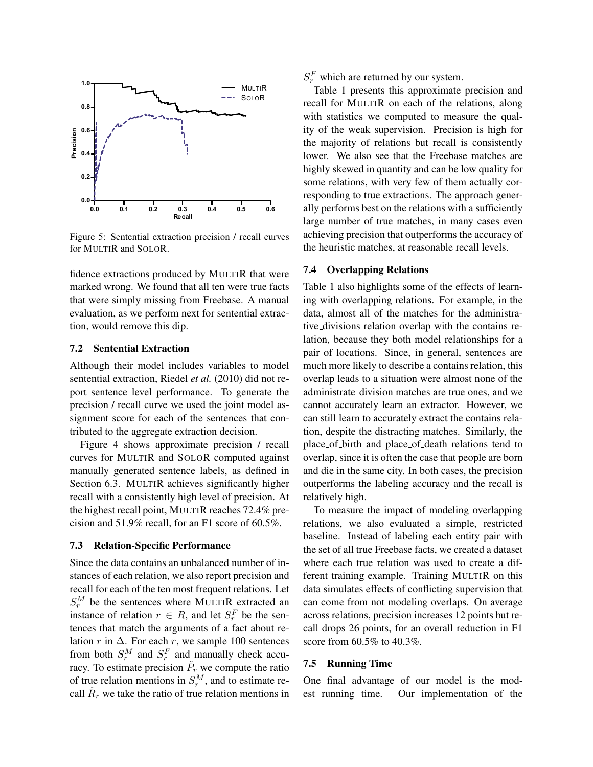Figure 5: Sentential extraction precision / recall curves for MULTIR and SOLOR.

fidence extractions produced by MULTIR that were marked wrong. We found that all ten were true facts that were simply missing from Freebase. A manual evaluation, as we perform next for sentential extraction, would remove this dip.

### 7.2 Sentential Extraction

Although their model includes variables to model sentential extraction, Riedel *et al.* (2010) did not report sentence level performance. To generate the precision / recall curve we used the joint model assignment score for each of the sentences that contributed to the aggregate extraction decision.

Figure 4 shows approximate precision / recall curves for MULTIR and SOLOR computed against manually generated sentence labels, as defined in Section 6.3. MULTIR achieves significantly higher recall with a consistently high level of precision. At the highest recall point, MULTIR reaches 72.4% precision and 51.9% recall, for an F1 score of 60.5%.

### 7.3 Relation-Specific Performance

Since the data contains an unbalanced number of instances of each relation, we also report precision and recall for each of the ten most frequent relations. Let $S_r^M$ be the sentences where MULTIR extracted an instance of relation $r \in R$, and let $S_r^F$ be the sentences that match the arguments of a fact about relation $r$ in $\Delta$. For each $r$, we sample 100 sentences from both $S_r^M$ and $S_r^F$ and manually check accuracy. To estimate precision $\tilde{P}_r$ we compute the ratio of true relation mentions in $S_r^M$, and to estimate recall $\tilde{R}_r$ we take the ratio of true relation mentions in $S_r^F$ which are returned by our system.

Table 1 presents this approximate precision and recall for MULTIR on each of the relations, along with statistics we computed to measure the quality of the weak supervision. Precision is high for the majority of relations but recall is consistently lower. We also see that the Freebase matches are highly skewed in quantity and can be low quality for some relations, with very few of them actually corresponding to true extractions. The approach generally performs best on the relations with a sufficiently large number of true matches, in many cases even achieving precision that outperforms the accuracy of the heuristic matches, at reasonable recall levels.

### 7.4 Overlapping Relations

Table 1 also highlights some of the effects of learning with overlapping relations. For example, in the data, almost all of the matches for the administrative_divisions relation overlap with the contains relation, because they both model relationships for a pair of locations. Since, in general, sentences are much more likely to describe a contains relation, this overlap leads to a situation were almost none of the administrate_division matches are true ones, and we cannot accurately learn an extractor. However, we can still learn to accurately extract the contains relation, despite the distracting matches. Similarly, the place_of_birth and place_of_death relations tend to overlap, since it is often the case that people are born and die in the same city. In both cases, the precision outperforms the labeling accuracy and the recall is relatively high.

To measure the impact of modeling overlapping relations, we also evaluated a simple, restricted baseline. Instead of labeling each entity pair with the set of all true Freebase facts, we created a dataset where each true relation was used to create a different training example. Training MULTIR on this data simulates effects of conflicting supervision that can come from not modeling overlaps. On average across relations, precision increases 12 points but recall drops 26 points, for an overall reduction in F1 score from 60.5% to 40.3%.

### 7.5 Running Time

One final advantage of our model is the modest running time. Our implementation of the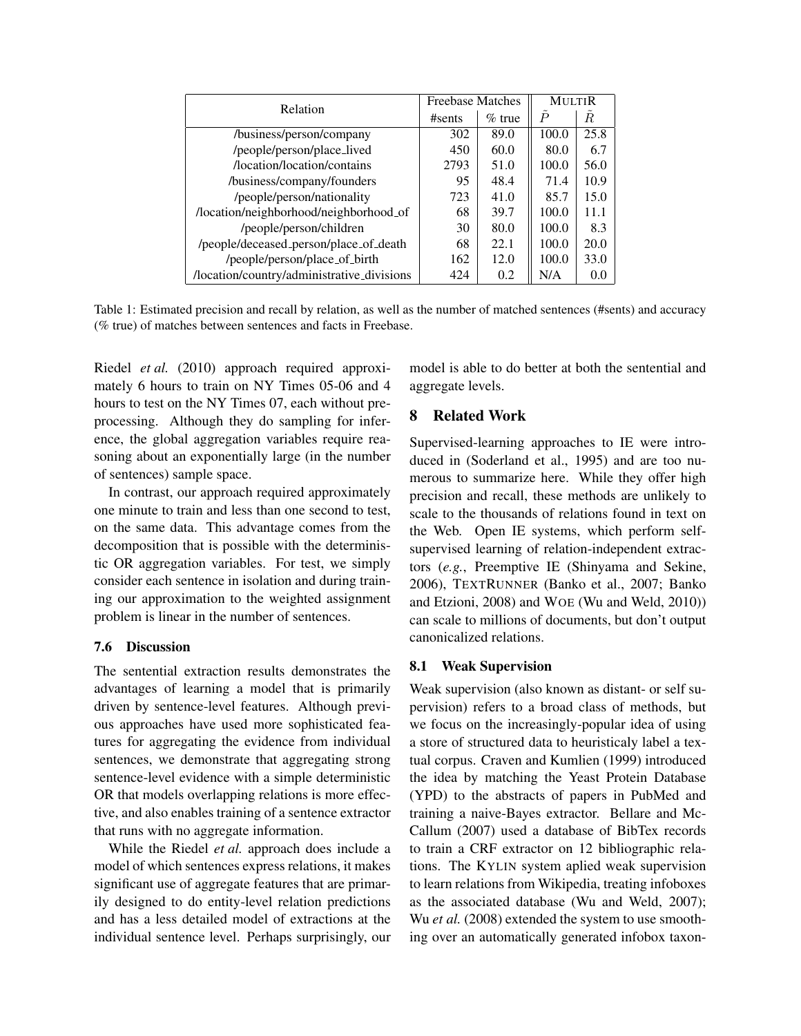| Relation | Freebase Matches | | MULTIR | |
|---|---|---|---|---|
| | #sents | % true | $\tilde{P}$ | $\tilde{R}$ |
| /business/person/company | 302 | 89.0 | 100.0 | 25.8 |
| /people/person/place_lived | 450 | 60.0 | 80.0 | 6.7 |
| /location/location/contains | 2793 | 51.0 | 100.0 | 56.0 |
| /business/company/founders | 95 | 48.4 | 71.4 | 10.9 |
| /people/person/nationality | 723 | 41.0 | 85.7 | 15.0 |
| /location/neighborhood/neighborhood_of | 68 | 39.7 | 100.0 | 11.1 |
| /people/person/children | 30 | 80.0 | 100.0 | 8.3 |
| /people/deceased_person/place_of_death | 68 | 22.1 | 100.0 | 20.0 |
| /people/person/place_of_birth | 162 | 12.0 | 100.0 | 33.0 |
| /location/country/administrative_divisions | 424 | 0.2 | N/A | 0.0 |

Table 1: Estimated precision and recall by relation, as well as the number of matched sentences (#sents) and accuracy (% true) of matches between sentences and facts in Freebase.

Riedel *et al.* (2010) approach required approximately 6 hours to train on NY Times 05-06 and 4 hours to test on the NY Times 07, each without preprocessing. Although they do sampling for inference, the global aggregation variables require reasoning about an exponentially large (in the number of sentences) sample space.

In contrast, our approach required approximately one minute to train and less than one second to test, on the same data. This advantage comes from the decomposition that is possible with the deterministic OR aggregation variables. For test, we simply consider each sentence in isolation and during training our approximation to the weighted assignment problem is linear in the number of sentences.

### 7.6 Discussion

The sentential extraction results demonstrates the advantages of learning a model that is primarily driven by sentence-level features. Although previous approaches have used more sophisticated features for aggregating the evidence from individual sentences, we demonstrate that aggregating strong sentence-level evidence with a simple deterministic OR that models overlapping relations is more effective, and also enables training of a sentence extractor that runs with no aggregate information.

While the Riedel *et al.* approach does include a model of which sentences express relations, it makes significant use of aggregate features that are primarily designed to do entity-level relation predictions and has a less detailed model of extractions at the individual sentence level. Perhaps surprisingly, our model is able to do better at both the sentential and aggregate levels.

## 8 Related Work

Supervised-learning approaches to IE were introduced in (Soderland et al., 1995) and are too numerous to summarize here. While they offer high precision and recall, these methods are unlikely to scale to the thousands of relations found in text on the Web. Open IE systems, which perform self-supervised learning of relation-independent extractors (*e.g.*, Preemptive IE (Shinyama and Sekine, 2006), TEXTRUNNER (Banko et al., 2007; Banko and Etzioni, 2008) and WOE (Wu and Weld, 2010)) can scale to millions of documents, but don't output canonicalized relations.

### 8.1 Weak Supervision

Weak supervision (also known as distant- or self supervision) refers to a broad class of methods, but we focus on the increasingly-popular idea of using a store of structured data to heuristicaly label a textual corpus. Craven and Kumlien (1999) introduced the idea by matching the Yeast Protein Database (YPD) to the abstracts of papers in PubMed and training a naive-Bayes extractor. Bellare and McCallum (2007) used a database of BibTex records to train a CRF extractor on 12 bibliographic relations. The KYLIN system aplied weak supervision to learn relations from Wikipedia, treating infoboxes as the associated database (Wu and Weld, 2007); Wu *et al.* (2008) extended the system to use smoothing over an automatically generated infobox taxon-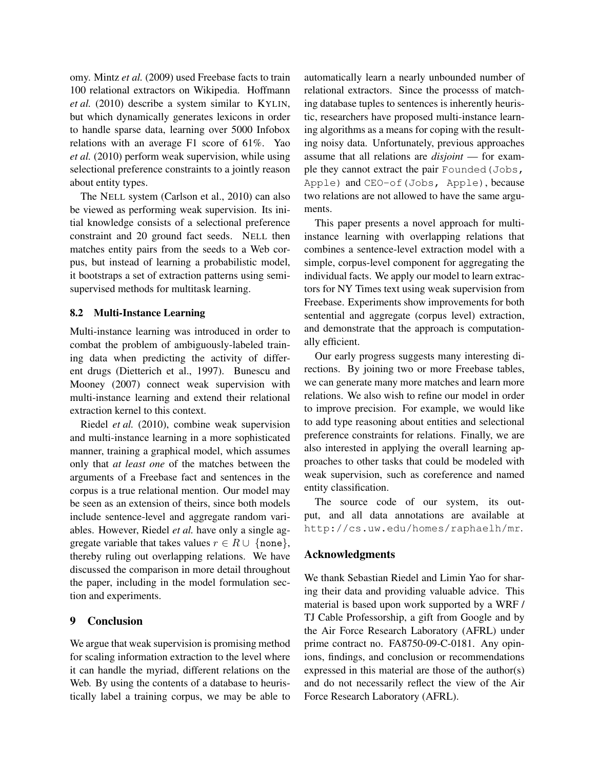omy. Mintz *et al.* (2009) used Freebase facts to train 100 relational extractors on Wikipedia. Hoffmann *et al.* (2010) describe a system similar to KYLIN, but which dynamically generates lexicons in order to handle sparse data, learning over 5000 Infobox relations with an average F1 score of 61%. Yao *et al.* (2010) perform weak supervision, while using selectional preference constraints to a jointly reason about entity types.

The NELL system (Carlson et al., 2010) can also be viewed as performing weak supervision. Its initial knowledge consists of a selectional preference constraint and 20 ground fact seeds. NELL then matches entity pairs from the seeds to a Web corpus, but instead of learning a probabilistic model, it bootstraps a set of extraction patterns using semi-supervised methods for multitask learning.

### 8.2 Multi-Instance Learning

Multi-instance learning was introduced in order to combat the problem of ambiguously-labeled training data when predicting the activity of different drugs (Dietterich et al., 1997). Bunescu and Mooney (2007) connect weak supervision with multi-instance learning and extend their relational extraction kernel to this context.

Riedel *et al.* (2010), combine weak supervision and multi-instance learning in a more sophisticated manner, training a graphical model, which assumes only that *at least one* of the matches between the arguments of a Freebase fact and sentences in the corpus is a true relational mention. Our model may be seen as an extension of theirs, since both models include sentence-level and aggregate random variables. However, Riedel *et al.* have only a single aggregate variable that takes values $r \in R \cup \{\texttt{none}\}$, thereby ruling out overlapping relations. We have discussed the comparison in more detail throughout the paper, including in the model formulation section and experiments.

## 9 Conclusion

We argue that weak supervision is promising method for scaling information extraction to the level where it can handle the myriad, different relations on the Web. By using the contents of a database to heuristically label a training corpus, we may be able to automatically learn a nearly unbounded number of relational extractors. Since the processs of matching database tuples to sentences is inherently heuristic, researchers have proposed multi-instance learning algorithms as a means for coping with the resulting noisy data. Unfortunately, previous approaches assume that all relations are *disjoint* — for example they cannot extract the pair `Founded(Jobs, Apple)` and `CEO-of(Jobs, Apple)`, because two relations are not allowed to have the same arguments.

This paper presents a novel approach for multi-instance learning with overlapping relations that combines a sentence-level extraction model with a simple, corpus-level component for aggregating the individual facts. We apply our model to learn extractors for NY Times text using weak supervision from Freebase. Experiments show improvements for both sentential and aggregate (corpus level) extraction, and demonstrate that the approach is computationally efficient.

Our early progress suggests many interesting directions. By joining two or more Freebase tables, we can generate many more matches and learn more relations. We also wish to refine our model in order to improve precision. For example, we would like to add type reasoning about entities and selectional preference constraints for relations. Finally, we are also interested in applying the overall learning approaches to other tasks that could be modeled with weak supervision, such as coreference and named entity classification.

The source code of our system, its output, and all data annotations are available at `http://cs.uw.edu/homes/raphaelh/mr`.

## Acknowledgments

We thank Sebastian Riedel and Limin Yao for sharing their data and providing valuable advice. This material is based upon work supported by a WRF / TJ Cable Professorship, a gift from Google and by the Air Force Research Laboratory (AFRL) under prime contract no. FA8750-09-C-0181. Any opinions, findings, and conclusion or recommendations expressed in this material are those of the author(s) and do not necessarily reflect the view of the Air Force Research Laboratory (AFRL).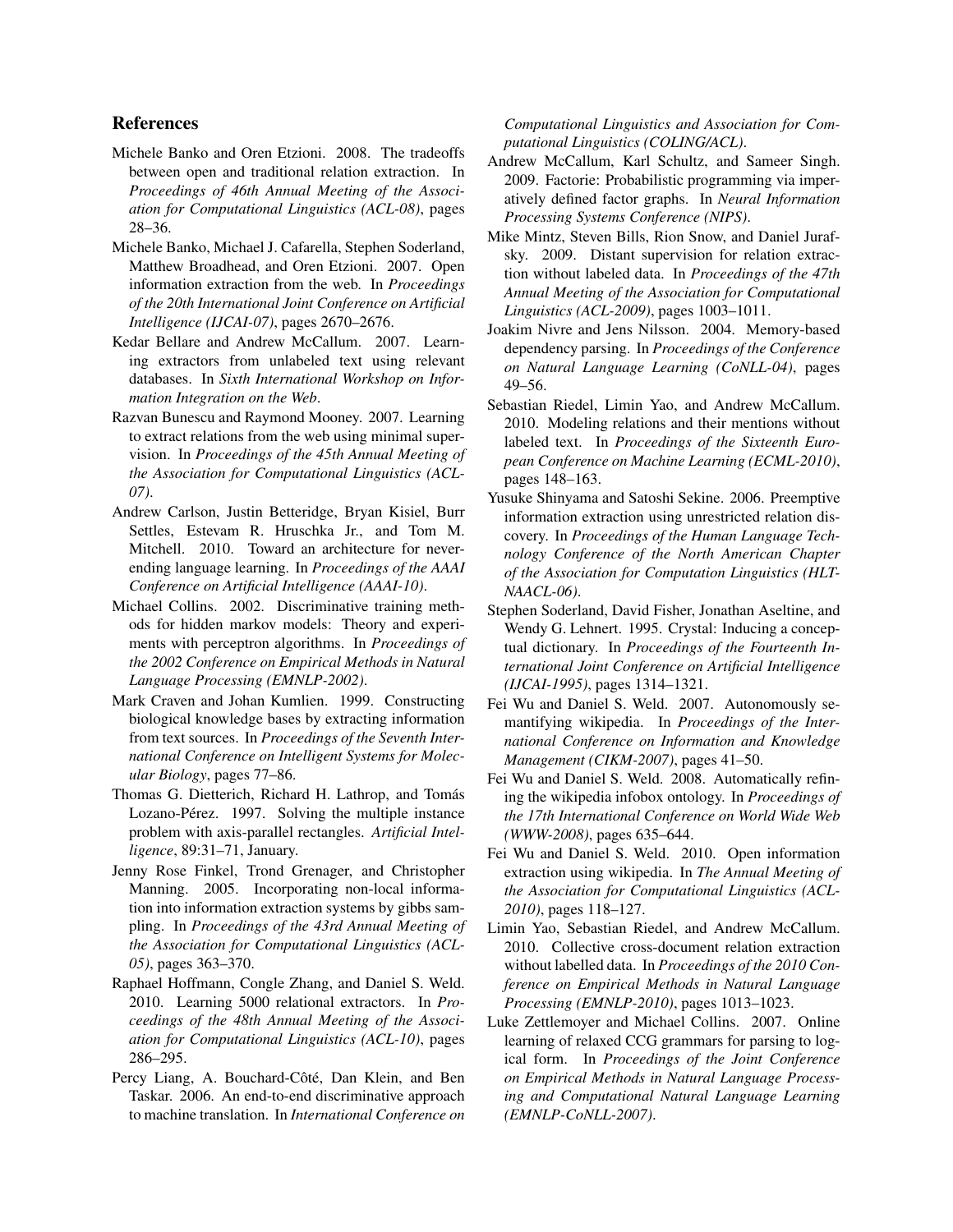## References

Michele Banko and Oren Etzioni. 2008. The tradeoffs between open and traditional relation extraction. In *Proceedings of 46th Annual Meeting of the Association for Computational Linguistics (ACL-08)*, pages 28–36.

Michele Banko, Michael J. Cafarella, Stephen Soderland, Matthew Broadhead, and Oren Etzioni. 2007. Open information extraction from the web. In *Proceedings of the 20th International Joint Conference on Artificial Intelligence (IJCAI-07)*, pages 2670–2676.

Kedar Bellare and Andrew McCallum. 2007. Learning extractors from unlabeled text using relevant databases. In *Sixth International Workshop on Information Integration on the Web*.

Razvan Bunescu and Raymond Mooney. 2007. Learning to extract relations from the web using minimal supervision. In *Proceedings of the 45th Annual Meeting of the Association for Computational Linguistics (ACL-07)*.

Andrew Carlson, Justin Betteridge, Bryan Kisiel, Burr Settles, Estevam R. Hruschka Jr., and Tom M. Mitchell. 2010. Toward an architecture for never-ending language learning. In *Proceedings of the AAAI Conference on Artificial Intelligence (AAAI-10)*.

Michael Collins. 2002. Discriminative training methods for hidden markov models: Theory and experiments with perceptron algorithms. In *Proceedings of the 2002 Conference on Empirical Methods in Natural Language Processing (EMNLP-2002)*.

Mark Craven and Johan Kumlien. 1999. Constructing biological knowledge bases by extracting information from text sources. In *Proceedings of the Seventh International Conference on Intelligent Systems for Molecular Biology*, pages 77–86.

Thomas G. Dietterich, Richard H. Lathrop, and Tomás Lozano-Pérez. 1997. Solving the multiple instance problem with axis-parallel rectangles. *Artificial Intelligence*, 89:31–71, January.

Jenny Rose Finkel, Trond Grenager, and Christopher Manning. 2005. Incorporating non-local information into information extraction systems by gibbs sampling. In *Proceedings of the 43rd Annual Meeting of the Association for Computational Linguistics (ACL-05)*, pages 363–370.

Raphael Hoffmann, Congle Zhang, and Daniel S. Weld. 2010. Learning 5000 relational extractors. In *Proceedings of the 48th Annual Meeting of the Association for Computational Linguistics (ACL-10)*, pages 286–295.

Percy Liang, A. Bouchard-Côté, Dan Klein, and Ben Taskar. 2006. An end-to-end discriminative approach to machine translation. In *International Conference on Computational Linguistics and Association for Computational Linguistics (COLING/ACL)*.

Andrew McCallum, Karl Schultz, and Sameer Singh. 2009. Factorie: Probabilistic programming via imperatively defined factor graphs. In *Neural Information Processing Systems Conference (NIPS)*.

Mike Mintz, Steven Bills, Rion Snow, and Daniel Jurafsky. 2009. Distant supervision for relation extraction without labeled data. In *Proceedings of the 47th Annual Meeting of the Association for Computational Linguistics (ACL-2009)*, pages 1003–1011.

Joakim Nivre and Jens Nilsson. 2004. Memory-based dependency parsing. In *Proceedings of the Conference on Natural Language Learning (CoNLL-04)*, pages 49–56.

Sebastian Riedel, Limin Yao, and Andrew McCallum. 2010. Modeling relations and their mentions without labeled text. In *Proceedings of the Sixteenth European Conference on Machine Learning (ECML-2010)*, pages 148–163.

Yusuke Shinyama and Satoshi Sekine. 2006. Preemptive information extraction using unrestricted relation discovery. In *Proceedings of the Human Language Technology Conference of the North American Chapter of the Association for Computation Linguistics (HLT-NAACL-06)*.

Stephen Soderland, David Fisher, Jonathan Aseltine, and Wendy G. Lehnert. 1995. Crystal: Inducing a conceptual dictionary. In *Proceedings of the Fourteenth International Joint Conference on Artificial Intelligence (IJCAI-1995)*, pages 1314–1321.

Fei Wu and Daniel S. Weld. 2007. Autonomously semantifying wikipedia. In *Proceedings of the International Conference on Information and Knowledge Management (CIKM-2007)*, pages 41–50.

Fei Wu and Daniel S. Weld. 2008. Automatically refining the wikipedia infobox ontology. In *Proceedings of the 17th International Conference on World Wide Web (WWW-2008)*, pages 635–644.

Fei Wu and Daniel S. Weld. 2010. Open information extraction using wikipedia. In *The Annual Meeting of the Association for Computational Linguistics (ACL-2010)*, pages 118–127.

Limin Yao, Sebastian Riedel, and Andrew McCallum. 2010. Collective cross-document relation extraction without labelled data. In *Proceedings of the 2010 Conference on Empirical Methods in Natural Language Processing (EMNLP-2010)*, pages 1013–1023.

Luke Zettlemoyer and Michael Collins. 2007. Online learning of relaxed CCG grammars for parsing to logical form. In *Proceedings of the Joint Conference on Empirical Methods in Natural Language Processing and Computational Natural Language Learning (EMNLP-CoNLL-2007)*.